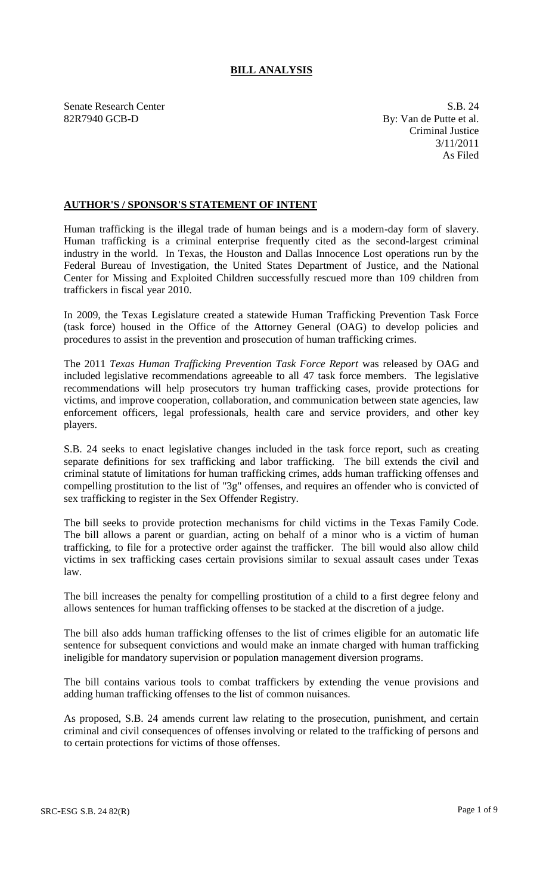# BILL ANALYSIS

Senate Research Center
82R7940 GCB-D

S.B. 24
By: Van de Putte et al.
Criminal Justice
3/11/2011
As Filed

## AUTHOR'S / SPONSOR'S STATEMENT OF INTENT

Human trafficking is the illegal trade of human beings and is a modern-day form of slavery. Human trafficking is a criminal enterprise frequently cited as the second-largest criminal industry in the world. In Texas, the Houston and Dallas Innocence Lost operations run by the Federal Bureau of Investigation, the United States Department of Justice, and the National Center for Missing and Exploited Children successfully rescued more than 109 children from traffickers in fiscal year 2010.

In 2009, the Texas Legislature created a statewide Human Trafficking Prevention Task Force (task force) housed in the Office of the Attorney General (OAG) to develop policies and procedures to assist in the prevention and prosecution of human trafficking crimes.

The 2011 *Texas Human Trafficking Prevention Task Force Report* was released by OAG and included legislative recommendations agreeable to all 47 task force members. The legislative recommendations will help prosecutors try human trafficking cases, provide protections for victims, and improve cooperation, collaboration, and communication between state agencies, law enforcement officers, legal professionals, health care and service providers, and other key players.

S.B. 24 seeks to enact legislative changes included in the task force report, such as creating separate definitions for sex trafficking and labor trafficking. The bill extends the civil and criminal statute of limitations for human trafficking crimes, adds human trafficking offenses and compelling prostitution to the list of "3g" offenses, and requires an offender who is convicted of sex trafficking to register in the Sex Offender Registry.

The bill seeks to provide protection mechanisms for child victims in the Texas Family Code. The bill allows a parent or guardian, acting on behalf of a minor who is a victim of human trafficking, to file for a protective order against the trafficker. The bill would also allow child victims in sex trafficking cases certain provisions similar to sexual assault cases under Texas law.

The bill increases the penalty for compelling prostitution of a child to a first degree felony and allows sentences for human trafficking offenses to be stacked at the discretion of a judge.

The bill also adds human trafficking offenses to the list of crimes eligible for an automatic life sentence for subsequent convictions and would make an inmate charged with human trafficking ineligible for mandatory supervision or population management diversion programs.

The bill contains various tools to combat traffickers by extending the venue provisions and adding human trafficking offenses to the list of common nuisances.

As proposed, S.B. 24 amends current law relating to the prosecution, punishment, and certain criminal and civil consequences of offenses involving or related to the trafficking of persons and to certain protections for victims of those offenses.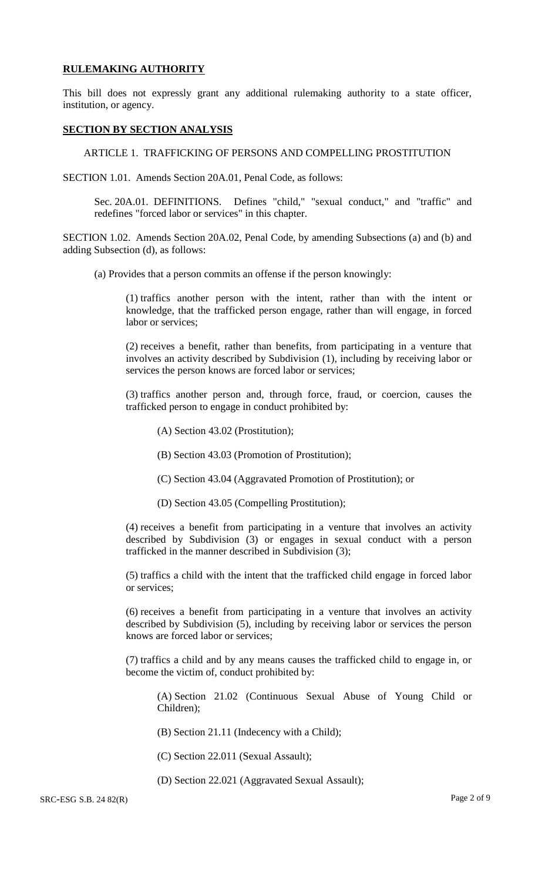## RULEMAKING AUTHORITY

This bill does not expressly grant any additional rulemaking authority to a state officer, institution, or agency.

## SECTION BY SECTION ANALYSIS

ARTICLE 1. TRAFFICKING OF PERSONS AND COMPELLING PROSTITUTION

SECTION 1.01. Amends Section 20A.01, Penal Code, as follows:

Sec. 20A.01. DEFINITIONS. Defines "child," "sexual conduct," and "traffic" and redefines "forced labor or services" in this chapter.

SECTION 1.02. Amends Section 20A.02, Penal Code, by amending Subsections (a) and (b) and adding Subsection (d), as follows:

(a) Provides that a person commits an offense if the person knowingly:

(1) traffics another person with the intent, rather than with the intent or knowledge, that the trafficked person engage, rather than will engage, in forced labor or services;

(2) receives a benefit, rather than benefits, from participating in a venture that involves an activity described by Subdivision (1), including by receiving labor or services the person knows are forced labor or services;

(3) traffics another person and, through force, fraud, or coercion, causes the trafficked person to engage in conduct prohibited by:

(A) Section 43.02 (Prostitution);

(B) Section 43.03 (Promotion of Prostitution);

(C) Section 43.04 (Aggravated Promotion of Prostitution); or

(D) Section 43.05 (Compelling Prostitution);

(4) receives a benefit from participating in a venture that involves an activity described by Subdivision (3) or engages in sexual conduct with a person trafficked in the manner described in Subdivision (3);

(5) traffics a child with the intent that the trafficked child engage in forced labor or services;

(6) receives a benefit from participating in a venture that involves an activity described by Subdivision (5), including by receiving labor or services the person knows are forced labor or services;

(7) traffics a child and by any means causes the trafficked child to engage in, or become the victim of, conduct prohibited by:

(A) Section 21.02 (Continuous Sexual Abuse of Young Child or Children);

(B) Section 21.11 (Indecency with a Child);

(C) Section 22.011 (Sexual Assault);

(D) Section 22.021 (Aggravated Sexual Assault);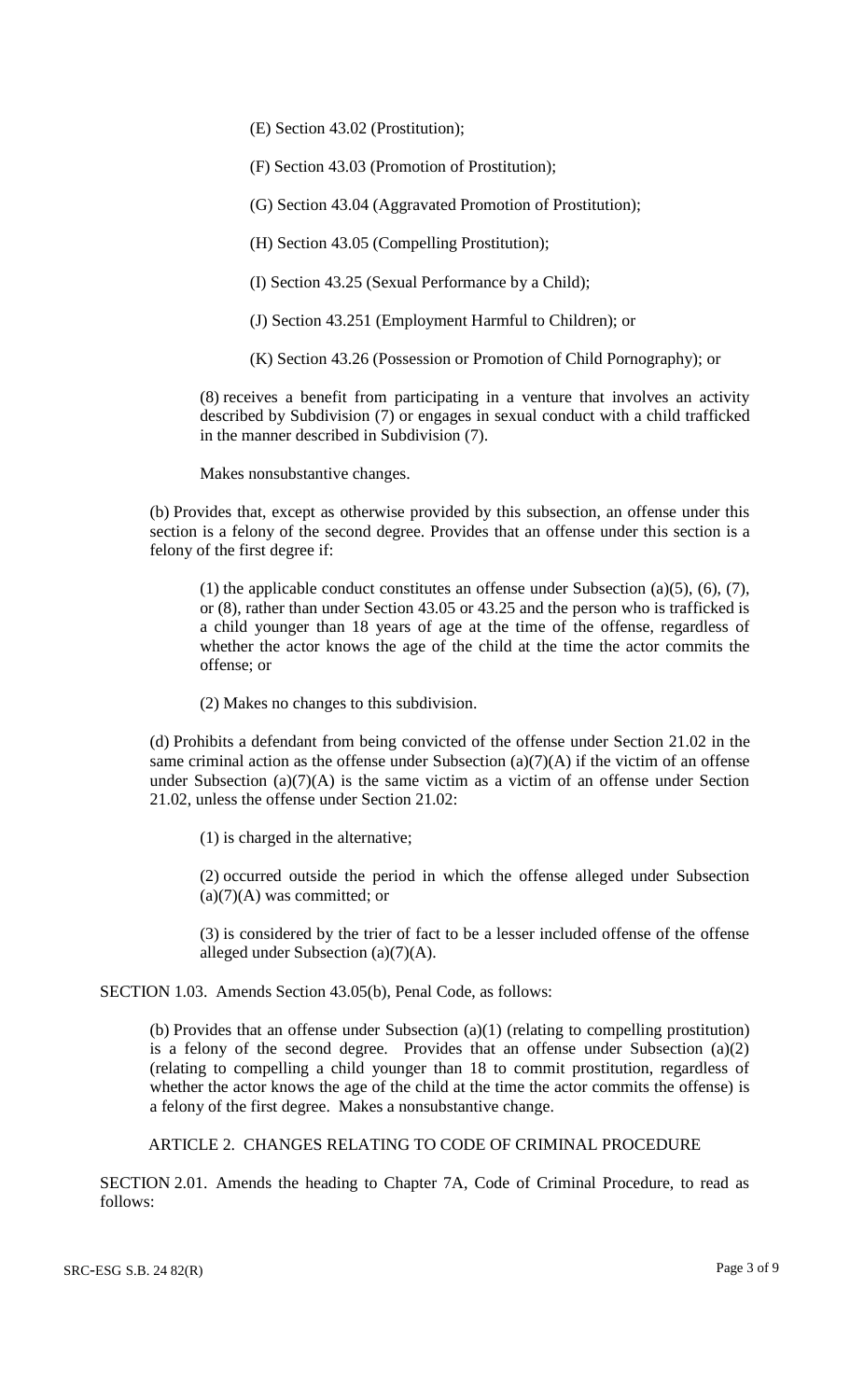(E) Section 43.02 (Prostitution);

(F) Section 43.03 (Promotion of Prostitution);

(G) Section 43.04 (Aggravated Promotion of Prostitution);

(H) Section 43.05 (Compelling Prostitution);

(I) Section 43.25 (Sexual Performance by a Child);

(J) Section 43.251 (Employment Harmful to Children); or

(K) Section 43.26 (Possession or Promotion of Child Pornography); or

(8) receives a benefit from participating in a venture that involves an activity described by Subdivision (7) or engages in sexual conduct with a child trafficked in the manner described in Subdivision (7).

Makes nonsubstantive changes.

(b) Provides that, except as otherwise provided by this subsection, an offense under this section is a felony of the second degree. Provides that an offense under this section is a felony of the first degree if:

(1) the applicable conduct constitutes an offense under Subsection (a)(5), (6), (7), or (8), rather than under Section 43.05 or 43.25 and the person who is trafficked is a child younger than 18 years of age at the time of the offense, regardless of whether the actor knows the age of the child at the time the actor commits the offense; or

(2) Makes no changes to this subdivision.

(d) Prohibits a defendant from being convicted of the offense under Section 21.02 in the same criminal action as the offense under Subsection (a)(7)(A) if the victim of an offense under Subsection (a)(7)(A) is the same victim as a victim of an offense under Section 21.02, unless the offense under Section 21.02:

(1) is charged in the alternative;

(2) occurred outside the period in which the offense alleged under Subsection (a)(7)(A) was committed; or

(3) is considered by the trier of fact to be a lesser included offense of the offense alleged under Subsection (a)(7)(A).

SECTION 1.03. Amends Section 43.05(b), Penal Code, as follows:

(b) Provides that an offense under Subsection (a)(1) (relating to compelling prostitution) is a felony of the second degree. Provides that an offense under Subsection (a)(2) (relating to compelling a child younger than 18 to commit prostitution, regardless of whether the actor knows the age of the child at the time the actor commits the offense) is a felony of the first degree. Makes a nonsubstantive change.

ARTICLE 2. CHANGES RELATING TO CODE OF CRIMINAL PROCEDURE

SECTION 2.01. Amends the heading to Chapter 7A, Code of Criminal Procedure, to read as follows: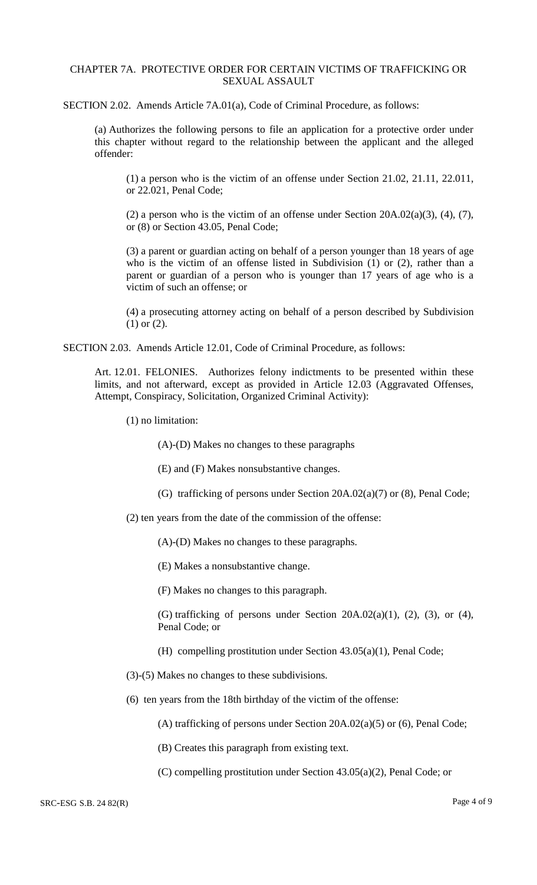CHAPTER 7A. PROTECTIVE ORDER FOR CERTAIN VICTIMS OF TRAFFICKING OR SEXUAL ASSAULT

SECTION 2.02. Amends Article 7A.01(a), Code of Criminal Procedure, as follows:

(a) Authorizes the following persons to file an application for a protective order under this chapter without regard to the relationship between the applicant and the alleged offender:

(1) a person who is the victim of an offense under Section 21.02, 21.11, 22.011, or 22.021, Penal Code;

(2) a person who is the victim of an offense under Section 20A.02(a)(3), (4), (7), or (8) or Section 43.05, Penal Code;

(3) a parent or guardian acting on behalf of a person younger than 18 years of age who is the victim of an offense listed in Subdivision (1) or (2), rather than a parent or guardian of a person who is younger than 17 years of age who is a victim of such an offense; or

(4) a prosecuting attorney acting on behalf of a person described by Subdivision (1) or (2).

SECTION 2.03. Amends Article 12.01, Code of Criminal Procedure, as follows:

Art. 12.01. FELONIES. Authorizes felony indictments to be presented within these limits, and not afterward, except as provided in Article 12.03 (Aggravated Offenses, Attempt, Conspiracy, Solicitation, Organized Criminal Activity):

(1) no limitation:

(A)-(D) Makes no changes to these paragraphs

(E) and (F) Makes nonsubstantive changes.

(G) trafficking of persons under Section 20A.02(a)(7) or (8), Penal Code;

(2) ten years from the date of the commission of the offense:

(A)-(D) Makes no changes to these paragraphs.

(E) Makes a nonsubstantive change.

(F) Makes no changes to this paragraph.

(G) trafficking of persons under Section 20A.02(a)(1), (2), (3), or (4), Penal Code; or

(H) compelling prostitution under Section 43.05(a)(1), Penal Code;

(3)-(5) Makes no changes to these subdivisions.

(6) ten years from the 18th birthday of the victim of the offense:

(A) trafficking of persons under Section 20A.02(a)(5) or (6), Penal Code;

(B) Creates this paragraph from existing text.

(C) compelling prostitution under Section 43.05(a)(2), Penal Code; or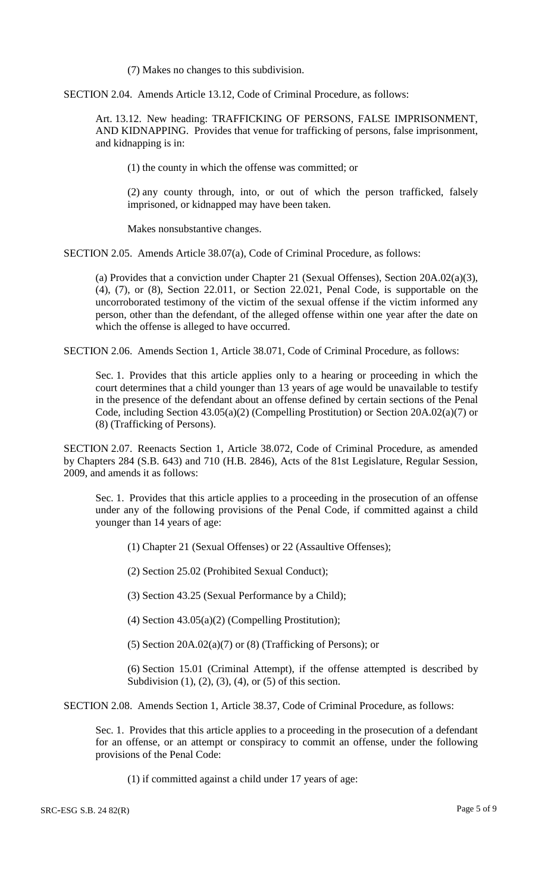(7) Makes no changes to this subdivision.

SECTION 2.04. Amends Article 13.12, Code of Criminal Procedure, as follows:

Art. 13.12. New heading: TRAFFICKING OF PERSONS, FALSE IMPRISONMENT, AND KIDNAPPING. Provides that venue for trafficking of persons, false imprisonment, and kidnapping is in:

(1) the county in which the offense was committed; or

(2) any county through, into, or out of which the person trafficked, falsely imprisoned, or kidnapped may have been taken.

Makes nonsubstantive changes.

SECTION 2.05. Amends Article 38.07(a), Code of Criminal Procedure, as follows:

(a) Provides that a conviction under Chapter 21 (Sexual Offenses), Section 20A.02(a)(3), (4), (7), or (8), Section 22.011, or Section 22.021, Penal Code, is supportable on the uncorroborated testimony of the victim of the sexual offense if the victim informed any person, other than the defendant, of the alleged offense within one year after the date on which the offense is alleged to have occurred.

SECTION 2.06. Amends Section 1, Article 38.071, Code of Criminal Procedure, as follows:

Sec. 1. Provides that this article applies only to a hearing or proceeding in which the court determines that a child younger than 13 years of age would be unavailable to testify in the presence of the defendant about an offense defined by certain sections of the Penal Code, including Section 43.05(a)(2) (Compelling Prostitution) or Section 20A.02(a)(7) or (8) (Trafficking of Persons).

SECTION 2.07. Reenacts Section 1, Article 38.072, Code of Criminal Procedure, as amended by Chapters 284 (S.B. 643) and 710 (H.B. 2846), Acts of the 81st Legislature, Regular Session, 2009, and amends it as follows:

Sec. 1. Provides that this article applies to a proceeding in the prosecution of an offense under any of the following provisions of the Penal Code, if committed against a child younger than 14 years of age:

(1) Chapter 21 (Sexual Offenses) or 22 (Assaultive Offenses);

(2) Section 25.02 (Prohibited Sexual Conduct);

(3) Section 43.25 (Sexual Performance by a Child);

(4) Section 43.05(a)(2) (Compelling Prostitution);

(5) Section 20A.02(a)(7) or (8) (Trafficking of Persons); or

(6) Section 15.01 (Criminal Attempt), if the offense attempted is described by Subdivision (1), (2), (3), (4), or (5) of this section.

SECTION 2.08. Amends Section 1, Article 38.37, Code of Criminal Procedure, as follows:

Sec. 1. Provides that this article applies to a proceeding in the prosecution of a defendant for an offense, or an attempt or conspiracy to commit an offense, under the following provisions of the Penal Code:

(1) if committed against a child under 17 years of age: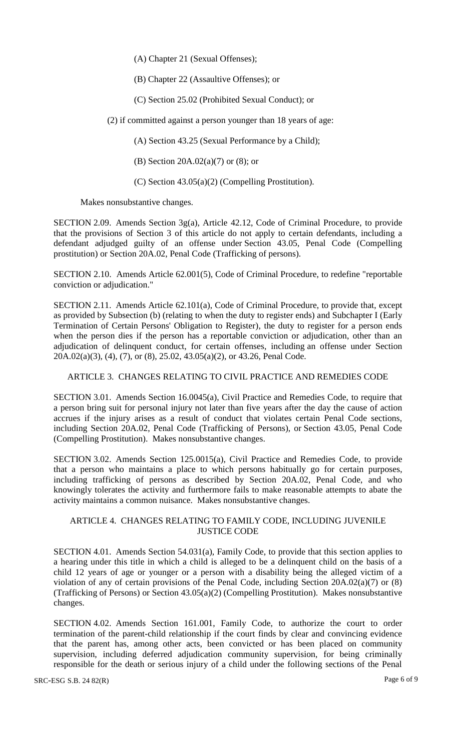(A) Chapter 21 (Sexual Offenses);

(B) Chapter 22 (Assaultive Offenses); or

(C) Section 25.02 (Prohibited Sexual Conduct); or

(2) if committed against a person younger than 18 years of age:

(A) Section 43.25 (Sexual Performance by a Child);

(B) Section 20A.02(a)(7) or (8); or

(C) Section 43.05(a)(2) (Compelling Prostitution).

Makes nonsubstantive changes.

SECTION 2.09. Amends Section 3g(a), Article 42.12, Code of Criminal Procedure, to provide that the provisions of Section 3 of this article do not apply to certain defendants, including a defendant adjudged guilty of an offense under Section 43.05, Penal Code (Compelling prostitution) or Section 20A.02, Penal Code (Trafficking of persons).

SECTION 2.10. Amends Article 62.001(5), Code of Criminal Procedure, to redefine "reportable conviction or adjudication."

SECTION 2.11. Amends Article 62.101(a), Code of Criminal Procedure, to provide that, except as provided by Subsection (b) (relating to when the duty to register ends) and Subchapter I (Early Termination of Certain Persons' Obligation to Register), the duty to register for a person ends when the person dies if the person has a reportable conviction or adjudication, other than an adjudication of delinquent conduct, for certain offenses, including an offense under Section 20A.02(a)(3), (4), (7), or (8), 25.02, 43.05(a)(2), or 43.26, Penal Code.

ARTICLE 3. CHANGES RELATING TO CIVIL PRACTICE AND REMEDIES CODE

SECTION 3.01. Amends Section 16.0045(a), Civil Practice and Remedies Code, to require that a person bring suit for personal injury not later than five years after the day the cause of action accrues if the injury arises as a result of conduct that violates certain Penal Code sections, including Section 20A.02, Penal Code (Trafficking of Persons), or Section 43.05, Penal Code (Compelling Prostitution). Makes nonsubstantive changes.

SECTION 3.02. Amends Section 125.0015(a), Civil Practice and Remedies Code, to provide that a person who maintains a place to which persons habitually go for certain purposes, including trafficking of persons as described by Section 20A.02, Penal Code, and who knowingly tolerates the activity and furthermore fails to make reasonable attempts to abate the activity maintains a common nuisance. Makes nonsubstantive changes.

ARTICLE 4. CHANGES RELATING TO FAMILY CODE, INCLUDING JUVENILE JUSTICE CODE

SECTION 4.01. Amends Section 54.031(a), Family Code, to provide that this section applies to a hearing under this title in which a child is alleged to be a delinquent child on the basis of a child 12 years of age or younger or a person with a disability being the alleged victim of a violation of any of certain provisions of the Penal Code, including Section 20A.02(a)(7) or (8) (Trafficking of Persons) or Section 43.05(a)(2) (Compelling Prostitution). Makes nonsubstantive changes.

SECTION 4.02. Amends Section 161.001, Family Code, to authorize the court to order termination of the parent-child relationship if the court finds by clear and convincing evidence that the parent has, among other acts, been convicted or has been placed on community supervision, including deferred adjudication community supervision, for being criminally responsible for the death or serious injury of a child under the following sections of the Penal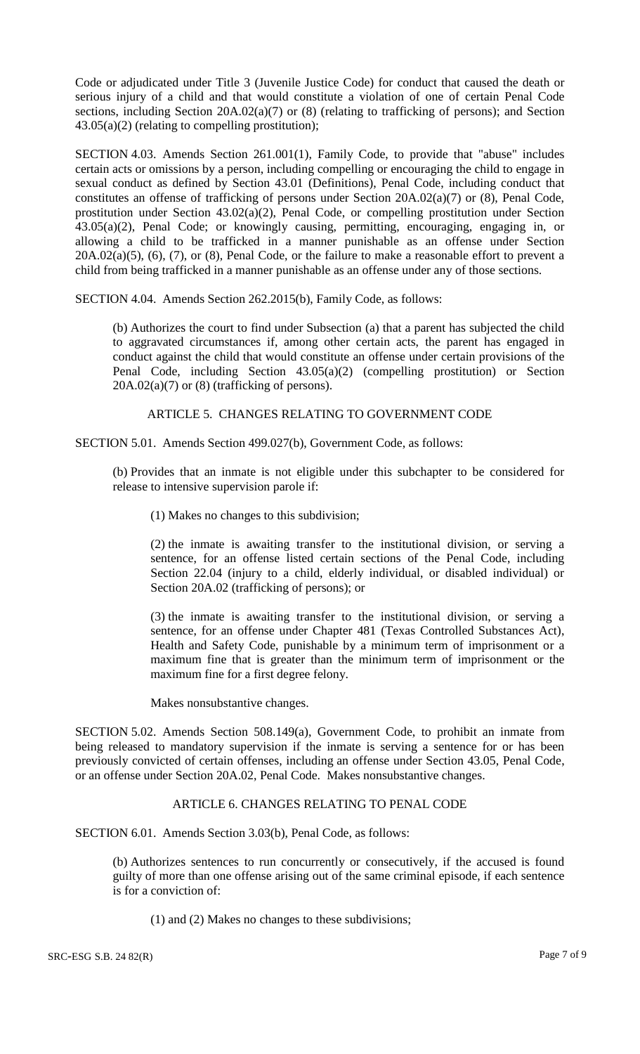Code or adjudicated under Title 3 (Juvenile Justice Code) for conduct that caused the death or serious injury of a child and that would constitute a violation of one of certain Penal Code sections, including Section 20A.02(a)(7) or (8) (relating to trafficking of persons); and Section 43.05(a)(2) (relating to compelling prostitution);

SECTION 4.03. Amends Section 261.001(1), Family Code, to provide that "abuse" includes certain acts or omissions by a person, including compelling or encouraging the child to engage in sexual conduct as defined by Section 43.01 (Definitions), Penal Code, including conduct that constitutes an offense of trafficking of persons under Section 20A.02(a)(7) or (8), Penal Code, prostitution under Section 43.02(a)(2), Penal Code, or compelling prostitution under Section 43.05(a)(2), Penal Code; or knowingly causing, permitting, encouraging, engaging in, or allowing a child to be trafficked in a manner punishable as an offense under Section 20A.02(a)(5), (6), (7), or (8), Penal Code, or the failure to make a reasonable effort to prevent a child from being trafficked in a manner punishable as an offense under any of those sections.

SECTION 4.04. Amends Section 262.2015(b), Family Code, as follows:

(b) Authorizes the court to find under Subsection (a) that a parent has subjected the child to aggravated circumstances if, among other certain acts, the parent has engaged in conduct against the child that would constitute an offense under certain provisions of the Penal Code, including Section 43.05(a)(2) (compelling prostitution) or Section 20A.02(a)(7) or (8) (trafficking of persons).

## ARTICLE 5. CHANGES RELATING TO GOVERNMENT CODE

SECTION 5.01. Amends Section 499.027(b), Government Code, as follows:

(b) Provides that an inmate is not eligible under this subchapter to be considered for release to intensive supervision parole if:

(1) Makes no changes to this subdivision;

(2) the inmate is awaiting transfer to the institutional division, or serving a sentence, for an offense listed certain sections of the Penal Code, including Section 22.04 (injury to a child, elderly individual, or disabled individual) or Section 20A.02 (trafficking of persons); or

(3) the inmate is awaiting transfer to the institutional division, or serving a sentence, for an offense under Chapter 481 (Texas Controlled Substances Act), Health and Safety Code, punishable by a minimum term of imprisonment or a maximum fine that is greater than the minimum term of imprisonment or the maximum fine for a first degree felony.

Makes nonsubstantive changes.

SECTION 5.02. Amends Section 508.149(a), Government Code, to prohibit an inmate from being released to mandatory supervision if the inmate is serving a sentence for or has been previously convicted of certain offenses, including an offense under Section 43.05, Penal Code, or an offense under Section 20A.02, Penal Code. Makes nonsubstantive changes.

## ARTICLE 6. CHANGES RELATING TO PENAL CODE

SECTION 6.01. Amends Section 3.03(b), Penal Code, as follows:

(b) Authorizes sentences to run concurrently or consecutively, if the accused is found guilty of more than one offense arising out of the same criminal episode, if each sentence is for a conviction of:

(1) and (2) Makes no changes to these subdivisions;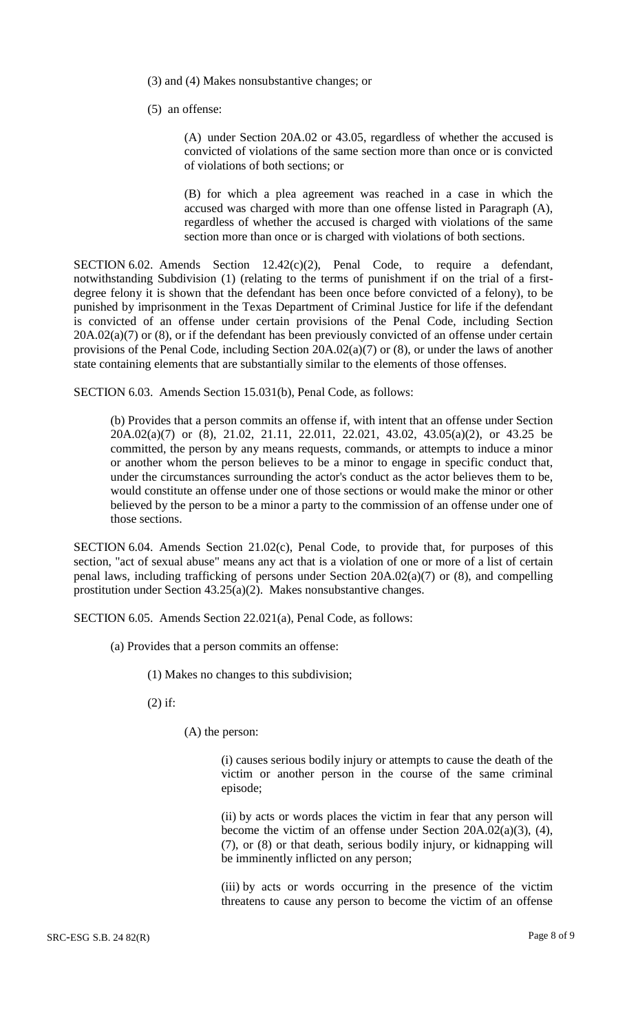(3) and (4) Makes nonsubstantive changes; or

(5) an offense:

(A) under Section 20A.02 or 43.05, regardless of whether the accused is convicted of violations of the same section more than once or is convicted of violations of both sections; or

(B) for which a plea agreement was reached in a case in which the accused was charged with more than one offense listed in Paragraph (A), regardless of whether the accused is charged with violations of the same section more than once or is charged with violations of both sections.

SECTION 6.02. Amends Section 12.42(c)(2), Penal Code, to require a defendant, notwithstanding Subdivision (1) (relating to the terms of punishment if on the trial of a first-degree felony it is shown that the defendant has been once before convicted of a felony), to be punished by imprisonment in the Texas Department of Criminal Justice for life if the defendant is convicted of an offense under certain provisions of the Penal Code, including Section 20A.02(a)(7) or (8), or if the defendant has been previously convicted of an offense under certain provisions of the Penal Code, including Section 20A.02(a)(7) or (8), or under the laws of another state containing elements that are substantially similar to the elements of those offenses.

SECTION 6.03. Amends Section 15.031(b), Penal Code, as follows:

(b) Provides that a person commits an offense if, with intent that an offense under Section 20A.02(a)(7) or (8), 21.02, 21.11, 22.011, 22.021, 43.02, 43.05(a)(2), or 43.25 be committed, the person by any means requests, commands, or attempts to induce a minor or another whom the person believes to be a minor to engage in specific conduct that, under the circumstances surrounding the actor's conduct as the actor believes them to be, would constitute an offense under one of those sections or would make the minor or other believed by the person to be a minor a party to the commission of an offense under one of those sections.

SECTION 6.04. Amends Section 21.02(c), Penal Code, to provide that, for purposes of this section, "act of sexual abuse" means any act that is a violation of one or more of a list of certain penal laws, including trafficking of persons under Section 20A.02(a)(7) or (8), and compelling prostitution under Section 43.25(a)(2). Makes nonsubstantive changes.

SECTION 6.05. Amends Section 22.021(a), Penal Code, as follows:

(a) Provides that a person commits an offense:

(1) Makes no changes to this subdivision;

(2) if:

(A) the person:

(i) causes serious bodily injury or attempts to cause the death of the victim or another person in the course of the same criminal episode;

(ii) by acts or words places the victim in fear that any person will become the victim of an offense under Section 20A.02(a)(3), (4), (7), or (8) or that death, serious bodily injury, or kidnapping will be imminently inflicted on any person;

(iii) by acts or words occurring in the presence of the victim threatens to cause any person to become the victim of an offense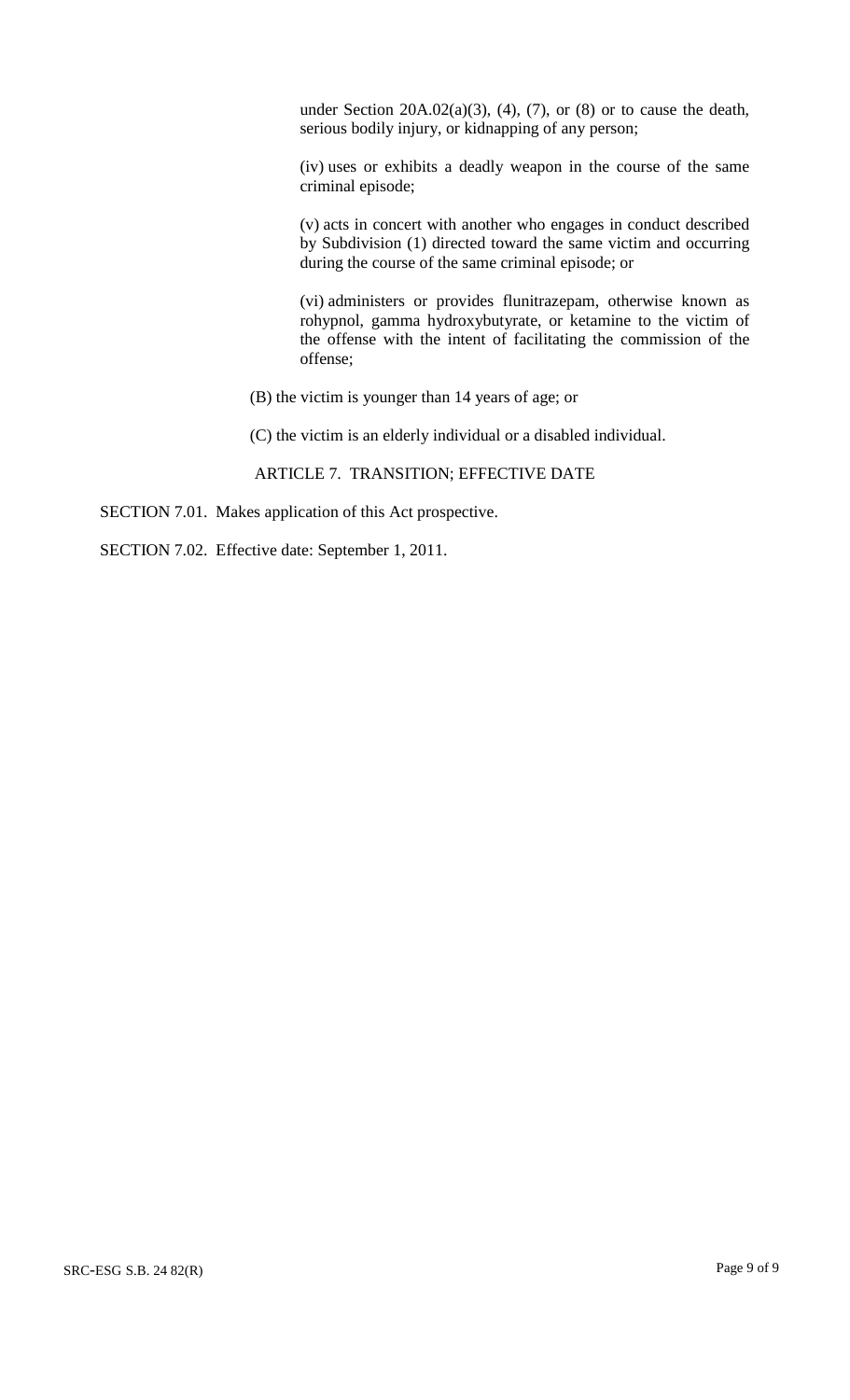under Section 20A.02(a)(3), (4), (7), or (8) or to cause the death, serious bodily injury, or kidnapping of any person;

(iv) uses or exhibits a deadly weapon in the course of the same criminal episode;

(v) acts in concert with another who engages in conduct described by Subdivision (1) directed toward the same victim and occurring during the course of the same criminal episode; or

(vi) administers or provides flunitrazepam, otherwise known as rohypnol, gamma hydroxybutyrate, or ketamine to the victim of the offense with the intent of facilitating the commission of the offense;

(B) the victim is younger than 14 years of age; or

(C) the victim is an elderly individual or a disabled individual.

ARTICLE 7. TRANSITION; EFFECTIVE DATE

SECTION 7.01. Makes application of this Act prospective.

SECTION 7.02. Effective date: September 1, 2011.

SRC-ESG S.B. 24 82(R)